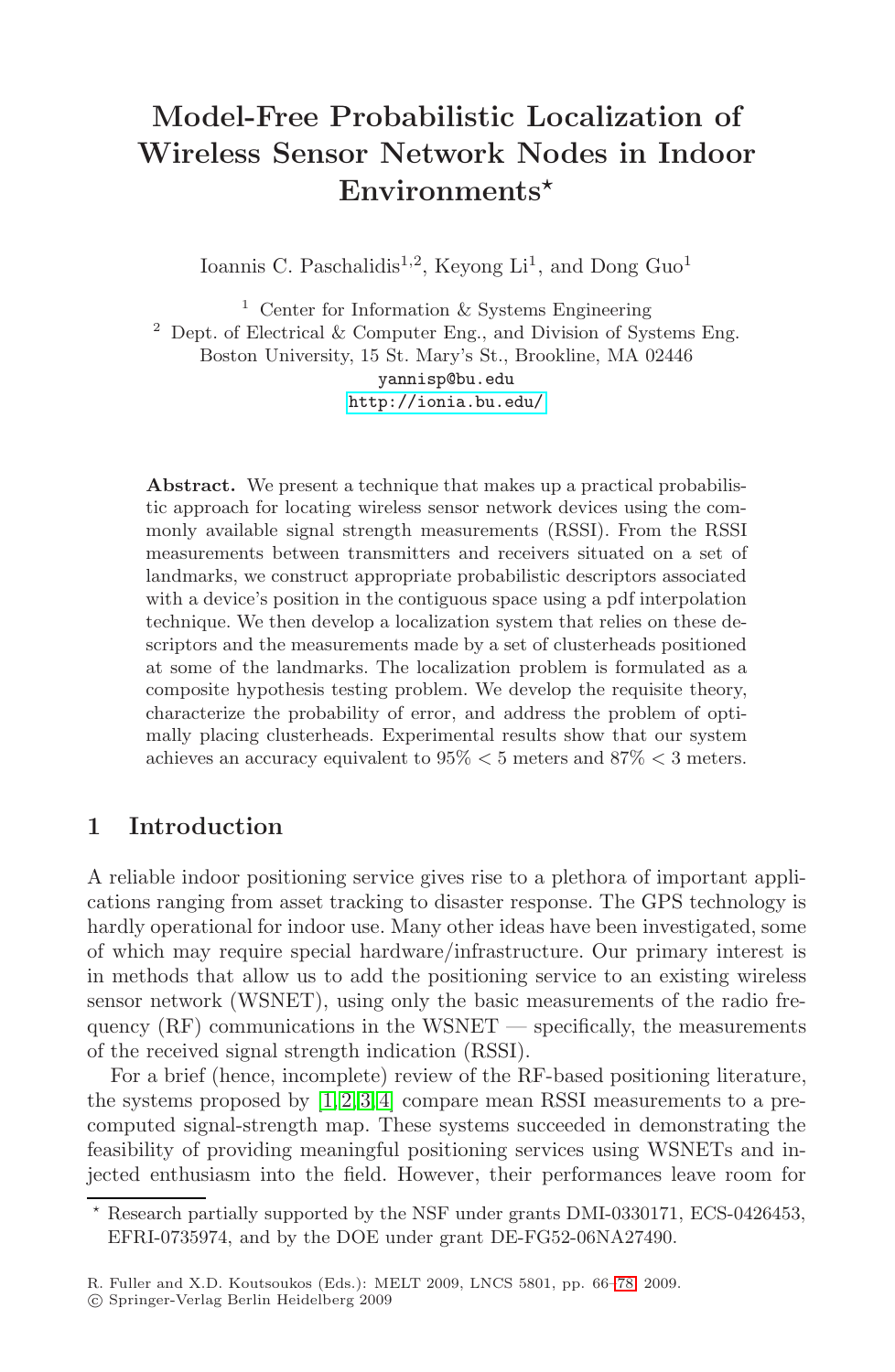# Model-Free Probabilistic Localization of Wireless Sensor Network Nodes in Indoor Environments*

Ioannis C. Paschalidis[1,2], Keyong Li[1], and Dong Guo[1]

[1] Center for Information & Systems Engineering
[2] Dept. of Electrical & Computer Eng., and Division of Systems Eng.
Boston University, 15 St. Mary's St., Brookline, MA 02446
yannisp@bu.edu
http://ionia.bu.edu/

**Abstract.** We present a technique that makes up a practical probabilistic approach for locating wireless sensor network devices using the commonly available signal strength measurements (RSSI). From the RSSI measurements between transmitters and receivers situated on a set of landmarks, we construct appropriate probabilistic descriptors associated with a device's position in the contiguous space using a pdf interpolation technique. We then develop a localization system that relies on these descriptors and the measurements made by a set of clusterheads positioned at some of the landmarks. The localization problem is formulated as a composite hypothesis testing problem. We develop the requisite theory, characterize the probability of error, and address the problem of optimally placing clusterheads. Experimental results show that our system achieves an accuracy equivalent to 95% < 5 meters and 87% < 3 meters.

## 1 Introduction

A reliable indoor positioning service gives rise to a plethora of important applications ranging from asset tracking to disaster response. The GPS technology is hardly operational for indoor use. Many other ideas have been investigated, some of which may require special hardware/infrastructure. Our primary interest is in methods that allow us to add the positioning service to an existing wireless sensor network (WSNET), using only the basic measurements of the radio frequency (RF) communications in the WSNET — specifically, the measurements of the received signal strength indication (RSSI).

For a brief (hence, incomplete) review of the RF-based positioning literature, the systems proposed by [1,2,3,4] compare mean RSSI measurements to a precomputed signal-strength map. These systems succeeded in demonstrating the feasibility of providing meaningful positioning services using WSNETs and injected enthusiasm into the field. However, their performances leave room for

* Research partially supported by the NSF under grants DMI-0330171, ECS-0426453, EFRI-0735974, and by the DOE under grant DE-FG52-06NA27490.

R. Fuller and X.D. Koutsoukos (Eds.): MELT 2009, LNCS 5801, pp. 66–78, 2009.
© Springer-Verlag Berlin Heidelberg 2009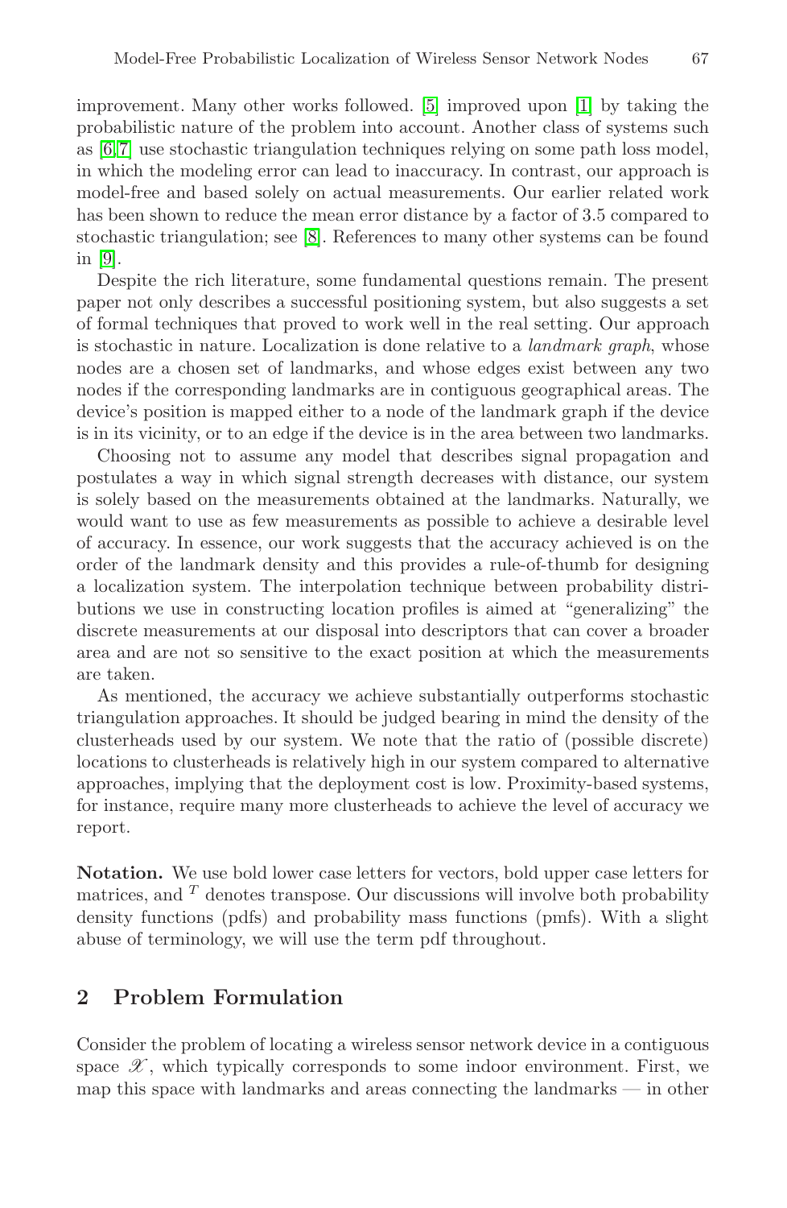improvement. Many other works followed. [5] improved upon [1] by taking the probabilistic nature of the problem into account. Another class of systems such as [6,7] use stochastic triangulation techniques relying on some path loss model, in which the modeling error can lead to inaccuracy. In contrast, our approach is model-free and based solely on actual measurements. Our earlier related work has been shown to reduce the mean error distance by a factor of 3.5 compared to stochastic triangulation; see [8]. References to many other systems can be found in [9].

Despite the rich literature, some fundamental questions remain. The present paper not only describes a successful positioning system, but also suggests a set of formal techniques that proved to work well in the real setting. Our approach is stochastic in nature. Localization is done relative to a *landmark graph*, whose nodes are a chosen set of landmarks, and whose edges exist between any two nodes if the corresponding landmarks are in contiguous geographical areas. The device's position is mapped either to a node of the landmark graph if the device is in its vicinity, or to an edge if the device is in the area between two landmarks.

Choosing not to assume any model that describes signal propagation and postulates a way in which signal strength decreases with distance, our system is solely based on the measurements obtained at the landmarks. Naturally, we would want to use as few measurements as possible to achieve a desirable level of accuracy. In essence, our work suggests that the accuracy achieved is on the order of the landmark density and this provides a rule-of-thumb for designing a localization system. The interpolation technique between probability distributions we use in constructing location profiles is aimed at "generalizing" the discrete measurements at our disposal into descriptors that can cover a broader area and are not so sensitive to the exact position at which the measurements are taken.

As mentioned, the accuracy we achieve substantially outperforms stochastic triangulation approaches. It should be judged bearing in mind the density of the clusterheads used by our system. We note that the ratio of (possible discrete) locations to clusterheads is relatively high in our system compared to alternative approaches, implying that the deployment cost is low. Proximity-based systems, for instance, require many more clusterheads to achieve the level of accuracy we report.

**Notation.** We use bold lower case letters for vectors, bold upper case letters for matrices, and $^T$ denotes transpose. Our discussions will involve both probability density functions (pdfs) and probability mass functions (pmfs). With a slight abuse of terminology, we will use the term pdf throughout.

## 2 Problem Formulation

Consider the problem of locating a wireless sensor network device in a contiguous space $\mathscr{X}$, which typically corresponds to some indoor environment. First, we map this space with landmarks and areas connecting the landmarks — in other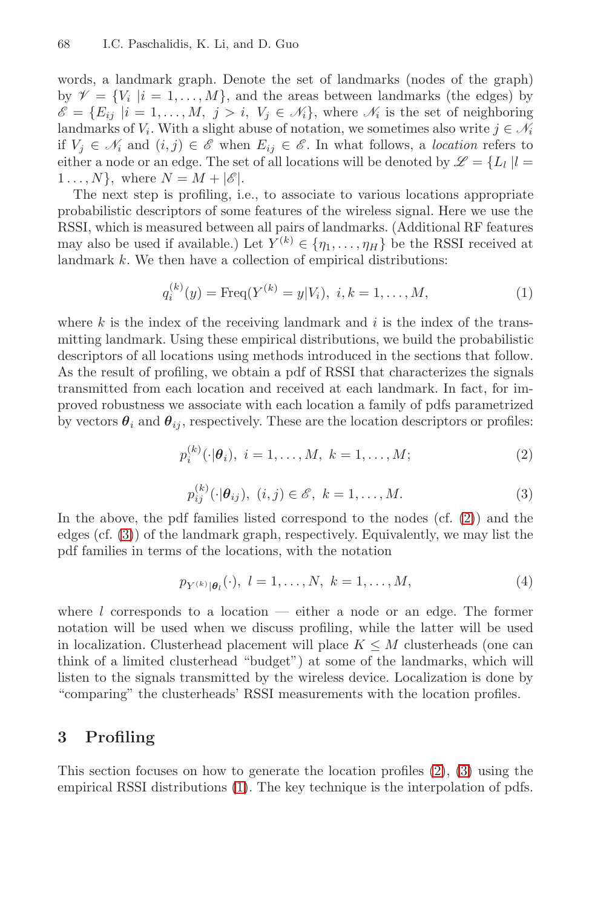words, a landmark graph. Denote the set of landmarks (nodes of the graph) by $\mathscr{V} = \{V_i \mid i = 1, \ldots, M\}$, and the areas between landmarks (the edges) by $\mathscr{E} = \{E_{ij} \mid i = 1, \ldots, M,\ j > i,\ V_j \in \mathscr{N}_i\}$, where $\mathscr{N}_i$ is the set of neighboring landmarks of $V_i$. With a slight abuse of notation, we sometimes also write $j \in \mathscr{N}_i$ if $V_j \in \mathscr{N}_i$ and $(i,j) \in \mathscr{E}$ when $E_{ij} \in \mathscr{E}$. In what follows, a *location* refers to either a node or an edge. The set of all locations will be denoted by $\mathscr{L} = \{L_l \mid l = 1 \ldots, N\}$, where $N = M + |\mathscr{E}|$.

The next step is profiling, i.e., to associate to various locations appropriate probabilistic descriptors of some features of the wireless signal. Here we use the RSSI, which is measured between all pairs of landmarks. (Additional RF features may also be used if available.) Let $Y^{(k)} \in \{\eta_1, \ldots, \eta_H\}$ be the RSSI received at landmark $k$. We then have a collection of empirical distributions:

$$q_i^{(k)}(y) = \text{Freq}(Y^{(k)} = y | V_i),\ i, k = 1, \ldots, M, \tag{1}$$

where $k$ is the index of the receiving landmark and $i$ is the index of the transmitting landmark. Using these empirical distributions, we build the probabilistic descriptors of all locations using methods introduced in the sections that follow. As the result of profiling, we obtain a pdf of RSSI that characterizes the signals transmitted from each location and received at each landmark. In fact, for improved robustness we associate with each location a family of pdfs parametrized by vectors $\boldsymbol{\theta}_i$ and $\boldsymbol{\theta}_{ij}$, respectively. These are the location descriptors or profiles:

$$p_i^{(k)}(\cdot|\boldsymbol{\theta}_i),\ i = 1, \ldots, M,\ k = 1, \ldots, M; \tag{2}$$

$$p_{ij}^{(k)}(\cdot|\boldsymbol{\theta}_{ij}),\ (i,j) \in \mathscr{E},\ k = 1, \ldots, M. \tag{3}$$

In the above, the pdf families listed correspond to the nodes (cf. (2)) and the edges (cf. (3)) of the landmark graph, respectively. Equivalently, we may list the pdf families in terms of the locations, with the notation

$$p_{Y^{(k)}|\boldsymbol{\theta}_l}(\cdot),\ l = 1, \ldots, N,\ k = 1, \ldots, M, \tag{4}$$

where $l$ corresponds to a location — either a node or an edge. The former notation will be used when we discuss profiling, while the latter will be used in localization. Clusterhead placement will place $K \leq M$ clusterheads (one can think of a limited clusterhead "budget") at some of the landmarks, which will listen to the signals transmitted by the wireless device. Localization is done by "comparing" the clusterheads' RSSI measurements with the location profiles.

## 3 Profiling

This section focuses on how to generate the location profiles (2), (3) using the empirical RSSI distributions (1). The key technique is the interpolation of pdfs.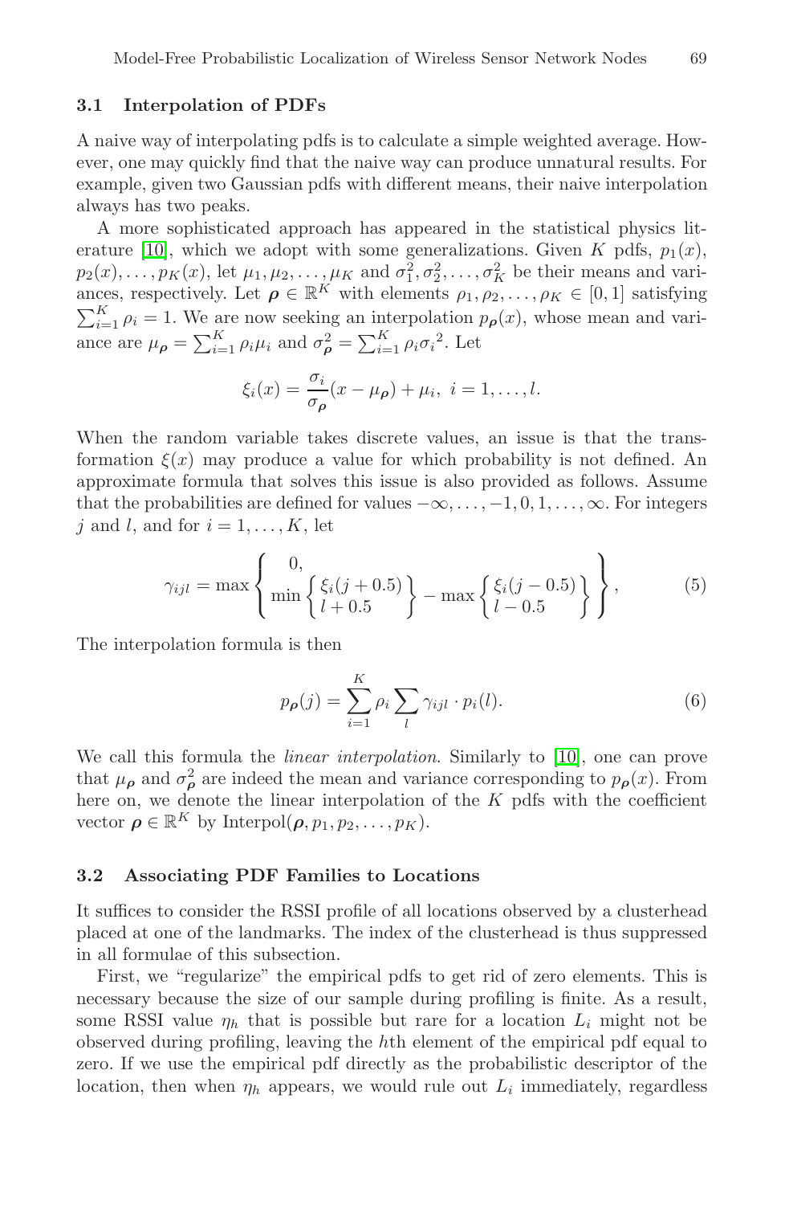### 3.1 Interpolation of PDFs

A naive way of interpolating pdfs is to calculate a simple weighted average. However, one may quickly find that the naive way can produce unnatural results. For example, given two Gaussian pdfs with different means, their naive interpolation always has two peaks.

A more sophisticated approach has appeared in the statistical physics literature [10], which we adopt with some generalizations. Given $K$ pdfs, $p_1(x)$, $p_2(x), \ldots, p_K(x)$, let $\mu_1, \mu_2, \ldots, \mu_K$ and $\sigma_1^2, \sigma_2^2, \ldots, \sigma_K^2$ be their means and variances, respectively. Let $\boldsymbol{\rho} \in \mathbb{R}^K$ with elements $\rho_1, \rho_2, \ldots, \rho_K \in [0, 1]$ satisfying $\sum_{i=1}^K \rho_i = 1$. We are now seeking an interpolation $p_{\boldsymbol{\rho}}(x)$, whose mean and variance are $\mu_{\boldsymbol{\rho}} = \sum_{i=1}^K \rho_i \mu_i$ and $\sigma_{\boldsymbol{\rho}}^2 = \sum_{i=1}^K \rho_i {\sigma_i}^2$. Let

$$\xi_i(x) = \frac{\sigma_i}{\sigma_{\boldsymbol{\rho}}}(x - \mu_{\boldsymbol{\rho}}) + \mu_i, \; i = 1, \ldots, l.$$

When the random variable takes discrete values, an issue is that the transformation $\xi(x)$ may produce a value for which probability is not defined. An approximate formula that solves this issue is also provided as follows. Assume that the probabilities are defined for values $-\infty, \ldots, -1, 0, 1, \ldots, \infty$. For integers $j$ and $l$, and for $i = 1, \ldots, K$, let

$$\gamma_{ijl} = \max \left\{ \begin{matrix} 0, \\ \min \left\{ \begin{matrix} \xi_i(j+0.5) \\ l+0.5 \end{matrix} \right\} - \max \left\{ \begin{matrix} \xi_i(j-0.5) \\ l-0.5 \end{matrix} \right\} \end{matrix} \right\}, \tag{5}$$

The interpolation formula is then

$$p_{\boldsymbol{\rho}}(j) = \sum_{i=1}^K \rho_i \sum_l \gamma_{ijl} \cdot p_i(l). \tag{6}$$

We call this formula the *linear interpolation*. Similarly to [10], one can prove that $\mu_{\boldsymbol{\rho}}$ and $\sigma_{\boldsymbol{\rho}}^2$ are indeed the mean and variance corresponding to $p_{\boldsymbol{\rho}}(x)$. From here on, we denote the linear interpolation of the $K$ pdfs with the coefficient vector $\boldsymbol{\rho} \in \mathbb{R}^K$ by $\text{Interpol}(\boldsymbol{\rho}, p_1, p_2, \ldots, p_K)$.

### 3.2 Associating PDF Families to Locations

It suffices to consider the RSSI profile of all locations observed by a clusterhead placed at one of the landmarks. The index of the clusterhead is thus suppressed in all formulae of this subsection.

First, we "regularize" the empirical pdfs to get rid of zero elements. This is necessary because the size of our sample during profiling is finite. As a result, some RSSI value $\eta_h$ that is possible but rare for a location $L_i$ might not be observed during profiling, leaving the $h$th element of the empirical pdf equal to zero. If we use the empirical pdf directly as the probabilistic descriptor of the location, then when $\eta_h$ appears, we would rule out $L_i$ immediately, regardless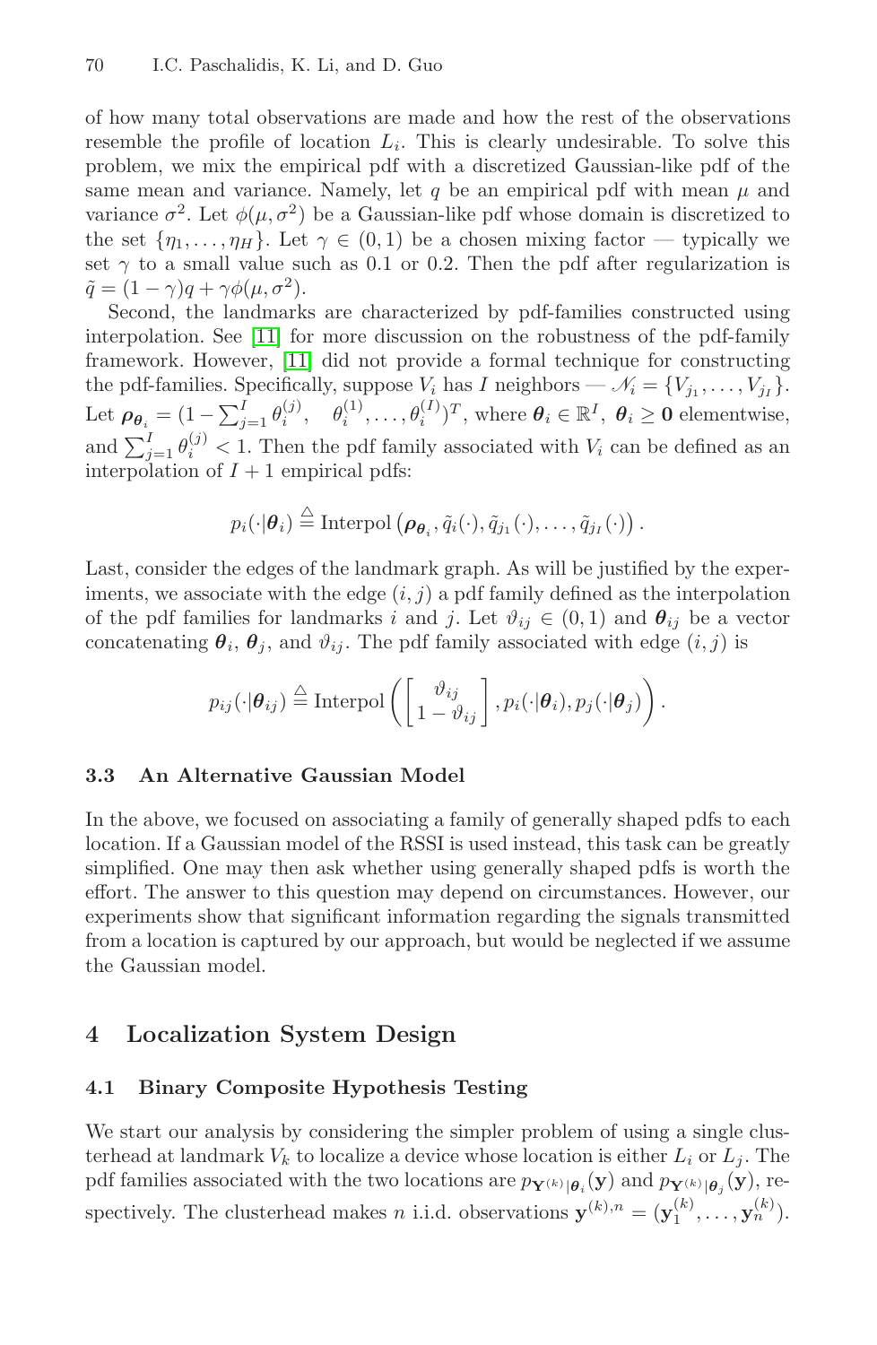of how many total observations are made and how the rest of the observations resemble the profile of location $L_i$. This is clearly undesirable. To solve this problem, we mix the empirical pdf with a discretized Gaussian-like pdf of the same mean and variance. Namely, let $q$ be an empirical pdf with mean $\mu$ and variance $\sigma^2$. Let $\phi(\mu, \sigma^2)$ be a Gaussian-like pdf whose domain is discretized to the set $\{\eta_1, \ldots, \eta_H\}$. Let $\gamma \in (0, 1)$ be a chosen mixing factor — typically we set $\gamma$ to a small value such as 0.1 or 0.2. Then the pdf after regularization is $\tilde{q} = (1 - \gamma)q + \gamma\phi(\mu, \sigma^2)$.

Second, the landmarks are characterized by pdf-families constructed using interpolation. See [11] for more discussion on the robustness of the pdf-family framework. However, [11] did not provide a formal technique for constructing the pdf-families. Specifically, suppose $V_i$ has $I$ neighbors — $\mathscr{N}_i = \{V_{j_1}, \ldots, V_{j_I}\}$. Let $\boldsymbol{\rho}_{\boldsymbol{\theta}_i} = (1 - \sum_{j=1}^{I} \theta_i^{(j)}, \quad \theta_i^{(1)}, \ldots, \theta_i^{(I)})^T$, where $\boldsymbol{\theta}_i \in \mathbb{R}^I$, $\boldsymbol{\theta}_i \geq \mathbf{0}$ elementwise, and $\sum_{j=1}^{I} \theta_i^{(j)} < 1$. Then the pdf family associated with $V_i$ can be defined as an interpolation of $I + 1$ empirical pdfs:

$$p_i(\cdot|\boldsymbol{\theta}_i) \stackrel{\triangle}{=} \text{Interpol}\left(\boldsymbol{\rho}_{\boldsymbol{\theta}_i}, \tilde{q}_i(\cdot), \tilde{q}_{j_1}(\cdot), \ldots, \tilde{q}_{j_I}(\cdot)\right).$$

Last, consider the edges of the landmark graph. As will be justified by the experiments, we associate with the edge $(i, j)$ a pdf family defined as the interpolation of the pdf families for landmarks $i$ and $j$. Let $\vartheta_{ij} \in (0, 1)$ and $\boldsymbol{\theta}_{ij}$ be a vector concatenating $\boldsymbol{\theta}_i$, $\boldsymbol{\theta}_j$, and $\vartheta_{ij}$. The pdf family associated with edge $(i, j)$ is

$$p_{ij}(\cdot|\boldsymbol{\theta}_{ij}) \stackrel{\triangle}{=} \text{Interpol}\left(\begin{bmatrix} \vartheta_{ij} \\ 1 - \vartheta_{ij} \end{bmatrix}, p_i(\cdot|\boldsymbol{\theta}_i), p_j(\cdot|\boldsymbol{\theta}_j)\right).$$

### 3.3 An Alternative Gaussian Model

In the above, we focused on associating a family of generally shaped pdfs to each location. If a Gaussian model of the RSSI is used instead, this task can be greatly simplified. One may then ask whether using generally shaped pdfs is worth the effort. The answer to this question may depend on circumstances. However, our experiments show that significant information regarding the signals transmitted from a location is captured by our approach, but would be neglected if we assume the Gaussian model.

## 4 Localization System Design

### 4.1 Binary Composite Hypothesis Testing

We start our analysis by considering the simpler problem of using a single clusterhead at landmark $V_k$ to localize a device whose location is either $L_i$ or $L_j$. The pdf families associated with the two locations are $p_{\mathbf{Y}^{(k)}|\boldsymbol{\theta}_i}(\mathbf{y})$ and $p_{\mathbf{Y}^{(k)}|\boldsymbol{\theta}_j}(\mathbf{y})$, respectively. The clusterhead makes $n$ i.i.d. observations $\mathbf{y}^{(k),n} = (\mathbf{y}_1^{(k)}, \ldots, \mathbf{y}_n^{(k)})$.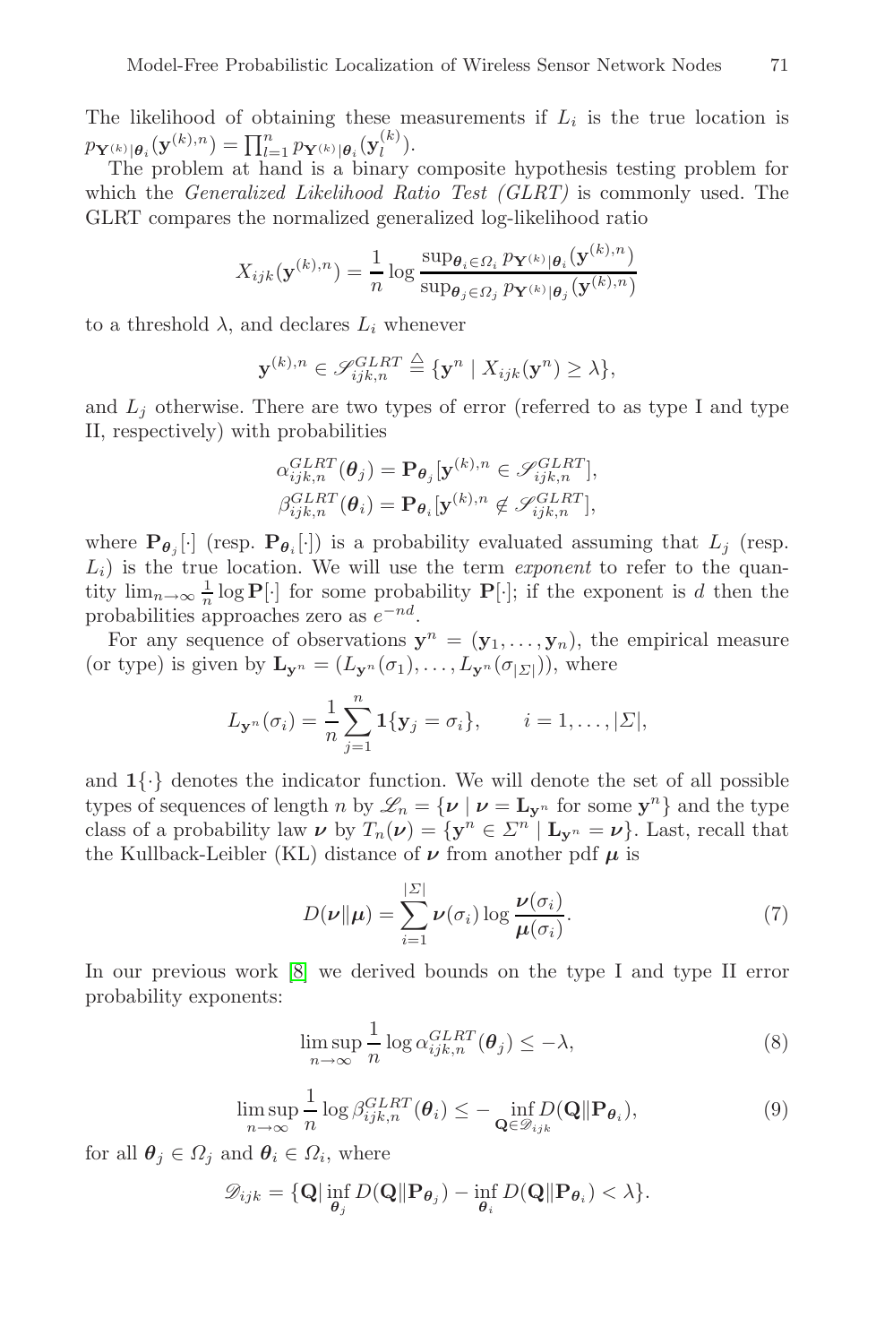The likelihood of obtaining these measurements if $L_i$ is the true location is $p_{\mathbf{Y}^{(k)}|\boldsymbol{\theta}_i}(\mathbf{y}^{(k),n}) = \prod_{l=1}^{n} p_{\mathbf{Y}^{(k)}|\boldsymbol{\theta}_i}(\mathbf{y}_l^{(k)})$.

The problem at hand is a binary composite hypothesis testing problem for which the *Generalized Likelihood Ratio Test (GLRT)* is commonly used. The GLRT compares the normalized generalized log-likelihood ratio

$$X_{ijk}(\mathbf{y}^{(k),n}) = \frac{1}{n} \log \frac{\sup_{\boldsymbol{\theta}_i \in \Omega_i} p_{\mathbf{Y}^{(k)}|\boldsymbol{\theta}_i}(\mathbf{y}^{(k),n})}{\sup_{\boldsymbol{\theta}_j \in \Omega_j} p_{\mathbf{Y}^{(k)}|\boldsymbol{\theta}_j}(\mathbf{y}^{(k),n})}$$

to a threshold $\lambda$, and declares $L_i$ whenever

$$\mathbf{y}^{(k),n} \in \mathscr{S}_{ijk,n}^{GLRT} \triangleq \{\mathbf{y}^n \mid X_{ijk}(\mathbf{y}^n) \geq \lambda\},$$

and $L_j$ otherwise. There are two types of error (referred to as type I and type II, respectively) with probabilities

$$\alpha_{ijk,n}^{GLRT}(\boldsymbol{\theta}_j) = \mathbf{P}_{\boldsymbol{\theta}_j}[\mathbf{y}^{(k),n} \in \mathscr{S}_{ijk,n}^{GLRT}],$$
$$\beta_{ijk,n}^{GLRT}(\boldsymbol{\theta}_i) = \mathbf{P}_{\boldsymbol{\theta}_i}[\mathbf{y}^{(k),n} \notin \mathscr{S}_{ijk,n}^{GLRT}],$$

where $\mathbf{P}_{\boldsymbol{\theta}_j}[\cdot]$ (resp. $\mathbf{P}_{\boldsymbol{\theta}_i}[\cdot]$) is a probability evaluated assuming that $L_j$ (resp. $L_i$) is the true location. We will use the term *exponent* to refer to the quantity $\lim_{n\to\infty} \frac{1}{n} \log \mathbf{P}[\cdot]$ for some probability $\mathbf{P}[\cdot]$; if the exponent is $d$ then the probabilities approaches zero as $e^{-nd}$.

For any sequence of observations $\mathbf{y}^n = (\mathbf{y}_1, \ldots, \mathbf{y}_n)$, the empirical measure (or type) is given by $\mathbf{L}_{\mathbf{y}^n} = (L_{\mathbf{y}^n}(\sigma_1), \ldots, L_{\mathbf{y}^n}(\sigma_{|\Sigma|}))$, where

$$L_{\mathbf{y}^n}(\sigma_i) = \frac{1}{n} \sum_{j=1}^{n} \mathbf{1}\{\mathbf{y}_j = \sigma_i\}, \qquad i = 1, \ldots, |\Sigma|,$$

and $\mathbf{1}\{\cdot\}$ denotes the indicator function. We will denote the set of all possible types of sequences of length $n$ by $\mathscr{L}_n = \{\boldsymbol{\nu} \mid \boldsymbol{\nu} = \mathbf{L}_{\mathbf{y}^n} \text{ for some } \mathbf{y}^n\}$ and the type class of a probability law $\boldsymbol{\nu}$ by $T_n(\boldsymbol{\nu}) = \{\mathbf{y}^n \in \Sigma^n \mid \mathbf{L}_{\mathbf{y}^n} = \boldsymbol{\nu}\}$. Last, recall that the Kullback-Leibler (KL) distance of $\boldsymbol{\nu}$ from another pdf $\boldsymbol{\mu}$ is

$$D(\boldsymbol{\nu} \| \boldsymbol{\mu}) = \sum_{i=1}^{|\Sigma|} \boldsymbol{\nu}(\sigma_i) \log \frac{\boldsymbol{\nu}(\sigma_i)}{\boldsymbol{\mu}(\sigma_i)}. \tag{7}$$

In our previous work [8] we derived bounds on the type I and type II error probability exponents:

$$\limsup_{n\to\infty} \frac{1}{n} \log \alpha_{ijk,n}^{GLRT}(\boldsymbol{\theta}_j) \leq -\lambda, \tag{8}$$

$$\limsup_{n\to\infty} \frac{1}{n} \log \beta_{ijk,n}^{GLRT}(\boldsymbol{\theta}_i) \leq -\inf_{\mathbf{Q} \in \mathscr{D}_{ijk}} D(\mathbf{Q} \| \mathbf{P}_{\boldsymbol{\theta}_i}), \tag{9}$$

for all $\boldsymbol{\theta}_j \in \Omega_j$ and $\boldsymbol{\theta}_i \in \Omega_i$, where

$$\mathscr{D}_{ijk} = \{\mathbf{Q} \mid \inf_{\boldsymbol{\theta}_j} D(\mathbf{Q} \| \mathbf{P}_{\boldsymbol{\theta}_j}) - \inf_{\boldsymbol{\theta}_i} D(\mathbf{Q} \| \mathbf{P}_{\boldsymbol{\theta}_i}) < \lambda\}.$$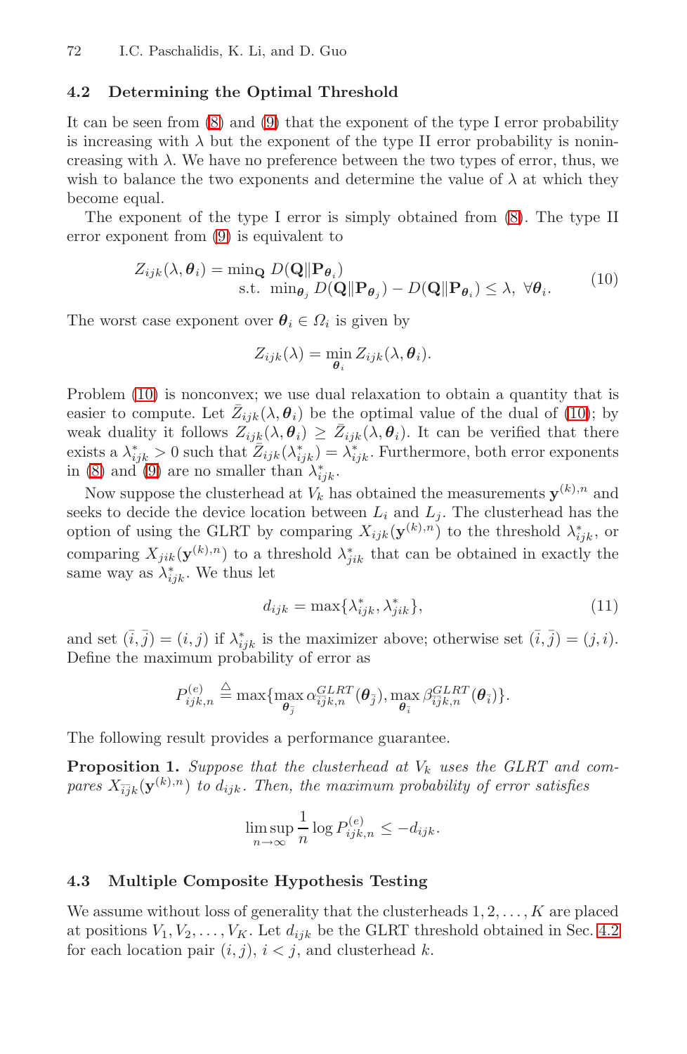### 4.2 Determining the Optimal Threshold

It can be seen from (8) and (9) that the exponent of the type I error probability is increasing with $\lambda$ but the exponent of the type II error probability is nonincreasing with $\lambda$. We have no preference between the two types of error, thus, we wish to balance the two exponents and determine the value of $\lambda$ at which they become equal.

The exponent of the type I error is simply obtained from (8). The type II error exponent from (9) is equivalent to

$$
\begin{aligned}
Z_{ijk}(\lambda, \boldsymbol{\theta}_i) = \min_{\mathbf{Q}} \; & D(\mathbf{Q} \| \mathbf{P}_{\boldsymbol{\theta}_i}) \\
\text{s.t.} \; & \min_{\boldsymbol{\theta}_j} D(\mathbf{Q} \| \mathbf{P}_{\boldsymbol{\theta}_j}) - D(\mathbf{Q} \| \mathbf{P}_{\boldsymbol{\theta}_i}) \leq \lambda, \; \forall \boldsymbol{\theta}_i.
\end{aligned} \tag{10}
$$

The worst case exponent over $\boldsymbol{\theta}_i \in \Omega_i$ is given by

$$
Z_{ijk}(\lambda) = \min_{\boldsymbol{\theta}_i} Z_{ijk}(\lambda, \boldsymbol{\theta}_i).
$$

Problem (10) is nonconvex; we use dual relaxation to obtain a quantity that is easier to compute. Let $\bar{Z}_{ijk}(\lambda, \boldsymbol{\theta}_i)$ be the optimal value of the dual of (10); by weak duality it follows $Z_{ijk}(\lambda, \boldsymbol{\theta}_i) \geq \bar{Z}_{ijk}(\lambda, \boldsymbol{\theta}_i)$. It can be verified that there exists a $\lambda^*_{ijk} > 0$ such that $\bar{Z}_{ijk}(\lambda^*_{ijk}) = \lambda^*_{ijk}$. Furthermore, both error exponents in (8) and (9) are no smaller than $\lambda^*_{ijk}$.

Now suppose the clusterhead at $V_k$ has obtained the measurements $\mathbf{y}^{(k),n}$ and seeks to decide the device location between $L_i$ and $L_j$. The clusterhead has the option of using the GLRT by comparing $X_{ijk}(\mathbf{y}^{(k),n})$ to the threshold $\lambda^*_{ijk}$, or comparing $X_{jik}(\mathbf{y}^{(k),n})$ to a threshold $\lambda^*_{jik}$ that can be obtained in exactly the same way as $\lambda^*_{ijk}$. We thus let

$$
d_{ijk} = \max\{\lambda^*_{ijk}, \lambda^*_{jik}\}, \tag{11}
$$

and set $(\bar{i}, \bar{j}) = (i, j)$ if $\lambda^*_{ijk}$ is the maximizer above; otherwise set $(\bar{i}, \bar{j}) = (j, i)$. Define the maximum probability of error as

$$
P^{(e)}_{ijk,n} \triangleq \max\{\max_{\boldsymbol{\theta}_{\bar{j}}} \alpha^{GLRT}_{\bar{i}\bar{j}k,n}(\boldsymbol{\theta}_{\bar{j}}), \max_{\boldsymbol{\theta}_{\bar{i}}} \beta^{GLRT}_{\bar{i}\bar{j}k,n}(\boldsymbol{\theta}_{\bar{i}})\}.
$$

The following result provides a performance guarantee.

**Proposition 1.** *Suppose that the clusterhead at $V_k$ uses the GLRT and compares $X_{\bar{i}\bar{j}k}(\mathbf{y}^{(k),n})$ to $d_{ijk}$. Then, the maximum probability of error satisfies*

$$
\limsup_{n \to \infty} \frac{1}{n} \log P^{(e)}_{ijk,n} \leq -d_{ijk}.
$$

### 4.3 Multiple Composite Hypothesis Testing

We assume without loss of generality that the clusterheads $1, 2, \ldots, K$ are placed at positions $V_1, V_2, \ldots, V_K$. Let $d_{ijk}$ be the GLRT threshold obtained in Sec. 4.2 for each location pair $(i, j)$, $i < j$, and clusterhead $k$.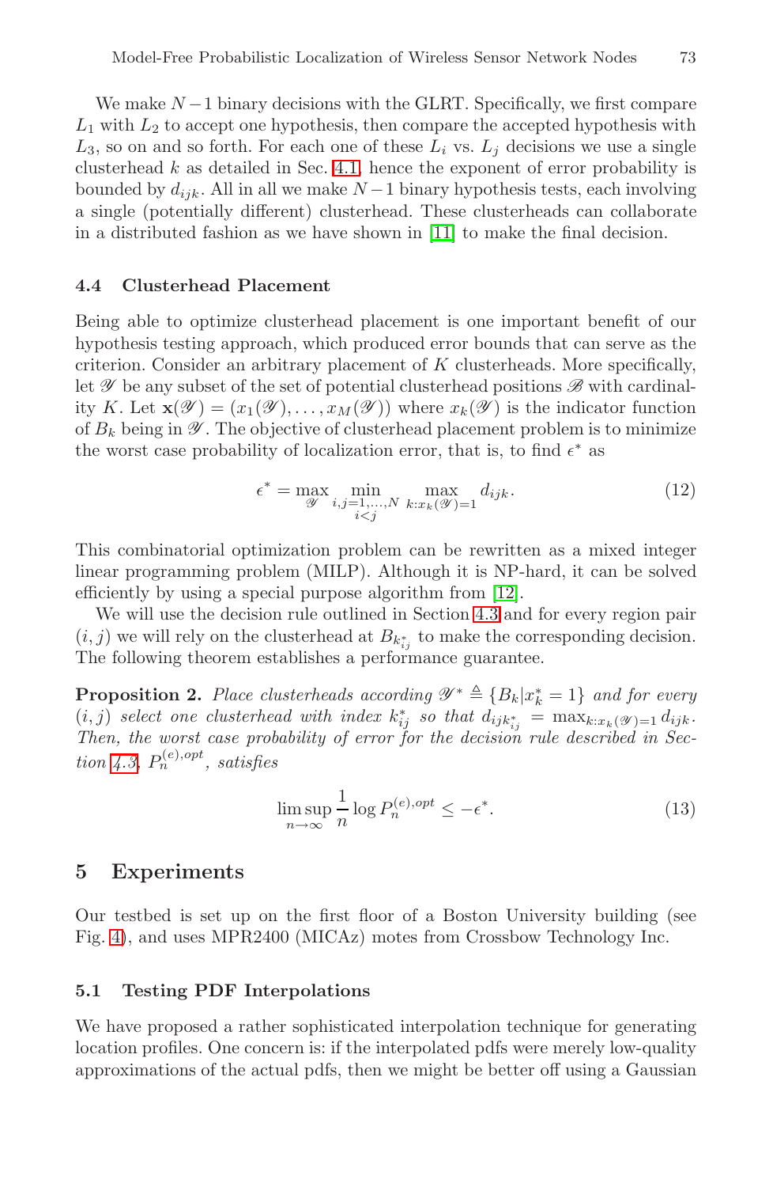We make $N-1$ binary decisions with the GLRT. Specifically, we first compare $L_1$ with $L_2$ to accept one hypothesis, then compare the accepted hypothesis with $L_3$, so on and so forth. For each one of these $L_i$ vs. $L_j$ decisions we use a single clusterhead $k$ as detailed in Sec. 4.1, hence the exponent of error probability is bounded by $d_{ijk}$. All in all we make $N-1$ binary hypothesis tests, each involving a single (potentially different) clusterhead. These clusterheads can collaborate in a distributed fashion as we have shown in [11] to make the final decision.

### 4.4 Clusterhead Placement

Being able to optimize clusterhead placement is one important benefit of our hypothesis testing approach, which produced error bounds that can serve as the criterion. Consider an arbitrary placement of $K$ clusterheads. More specifically, let $\mathscr{Y}$ be any subset of the set of potential clusterhead positions $\mathscr{B}$ with cardinality $K$. Let $\mathbf{x}(\mathscr{Y}) = (x_1(\mathscr{Y}), \ldots, x_M(\mathscr{Y}))$ where $x_k(\mathscr{Y})$ is the indicator function of $B_k$ being in $\mathscr{Y}$. The objective of clusterhead placement problem is to minimize the worst case probability of localization error, that is, to find $\epsilon^*$ as

$$\epsilon^* = \max_{\mathscr{Y}} \min_{\substack{i,j=1,\ldots,N \\ i<j}} \max_{k:x_k(\mathscr{Y})=1} d_{ijk}. \tag{12}$$

This combinatorial optimization problem can be rewritten as a mixed integer linear programming problem (MILP). Although it is NP-hard, it can be solved efficiently by using a special purpose algorithm from [12].

We will use the decision rule outlined in Section 4.3 and for every region pair $(i, j)$ we will rely on the clusterhead at $B_{k^*_{ij}}$ to make the corresponding decision. The following theorem establishes a performance guarantee.

**Proposition 2.** *Place clusterheads according* $\mathscr{Y}^* \triangleq \{B_k | x^*_k = 1\}$ *and for every* $(i, j)$ *select one clusterhead with index* $k^*_{ij}$ *so that* $d_{ijk^*_{ij}} = \max_{k:x_k(\mathscr{Y})=1} d_{ijk}$. *Then, the worst case probability of error for the decision rule described in Section 4.3,* $P_n^{(e),opt}$, *satisfies*

$$\limsup_{n\to\infty} \frac{1}{n} \log P_n^{(e),opt} \leq -\epsilon^*. \tag{13}$$

## 5 Experiments

Our testbed is set up on the first floor of a Boston University building (see Fig. 4), and uses MPR2400 (MICAz) motes from Crossbow Technology Inc.

### 5.1 Testing PDF Interpolations

We have proposed a rather sophisticated interpolation technique for generating location profiles. One concern is: if the interpolated pdfs were merely low-quality approximations of the actual pdfs, then we might be better off using a Gaussian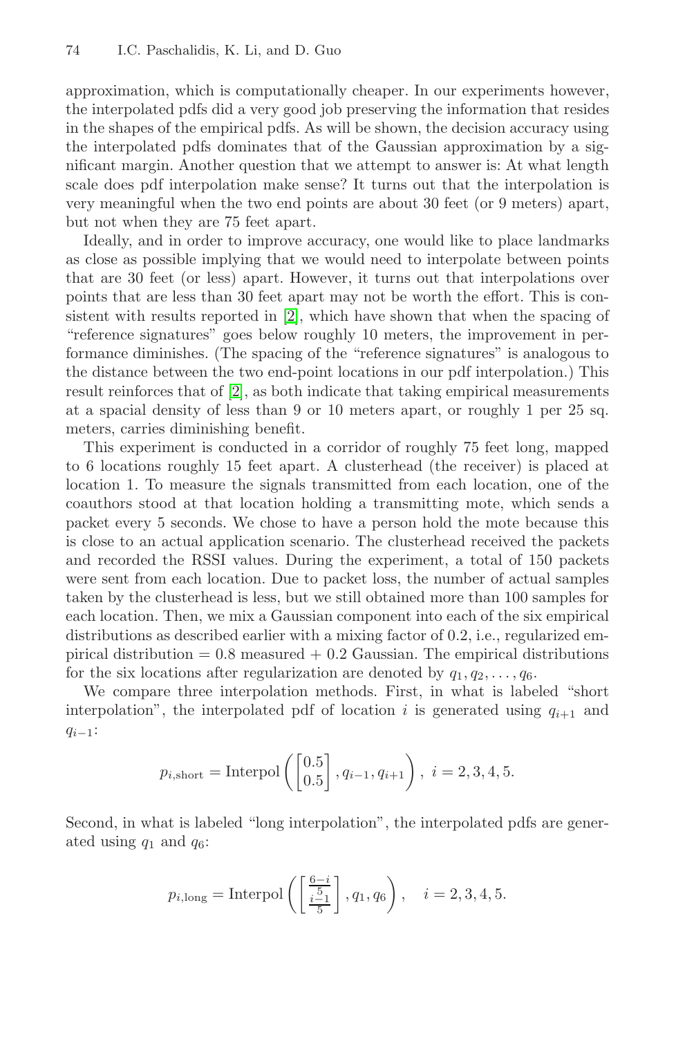approximation, which is computationally cheaper. In our experiments however, the interpolated pdfs did a very good job preserving the information that resides in the shapes of the empirical pdfs. As will be shown, the decision accuracy using the interpolated pdfs dominates that of the Gaussian approximation by a significant margin. Another question that we attempt to answer is: At what length scale does pdf interpolation make sense? It turns out that the interpolation is very meaningful when the two end points are about 30 feet (or 9 meters) apart, but not when they are 75 feet apart.

Ideally, and in order to improve accuracy, one would like to place landmarks as close as possible implying that we would need to interpolate between points that are 30 feet (or less) apart. However, it turns out that interpolations over points that are less than 30 feet apart may not be worth the effort. This is consistent with results reported in [2], which have shown that when the spacing of "reference signatures" goes below roughly 10 meters, the improvement in performance diminishes. (The spacing of the "reference signatures" is analogous to the distance between the two end-point locations in our pdf interpolation.) This result reinforces that of [2], as both indicate that taking empirical measurements at a spacial density of less than 9 or 10 meters apart, or roughly 1 per 25 sq. meters, carries diminishing benefit.

This experiment is conducted in a corridor of roughly 75 feet long, mapped to 6 locations roughly 15 feet apart. A clusterhead (the receiver) is placed at location 1. To measure the signals transmitted from each location, one of the coauthors stood at that location holding a transmitting mote, which sends a packet every 5 seconds. We chose to have a person hold the mote because this is close to an actual application scenario. The clusterhead received the packets and recorded the RSSI values. During the experiment, a total of 150 packets were sent from each location. Due to packet loss, the number of actual samples taken by the clusterhead is less, but we still obtained more than 100 samples for each location. Then, we mix a Gaussian component into each of the six empirical distributions as described earlier with a mixing factor of 0.2, i.e., regularized empirical distribution = 0.8 measured + 0.2 Gaussian. The empirical distributions for the six locations after regularization are denoted by $q_1, q_2, \ldots, q_6$.

We compare three interpolation methods. First, in what is labeled "short interpolation", the interpolated pdf of location $i$ is generated using $q_{i+1}$ and $q_{i-1}$:

$$p_{i,\text{short}} = \text{Interpol}\left(\begin{bmatrix} 0.5 \\ 0.5 \end{bmatrix}, q_{i-1}, q_{i+1}\right),\ i = 2, 3, 4, 5.$$

Second, in what is labeled "long interpolation", the interpolated pdfs are generated using $q_1$ and $q_6$:

$$p_{i,\text{long}} = \text{Interpol}\left(\begin{bmatrix} \frac{6-i}{5} \\ \frac{i-1}{5} \end{bmatrix}, q_1, q_6\right), \quad i = 2, 3, 4, 5.$$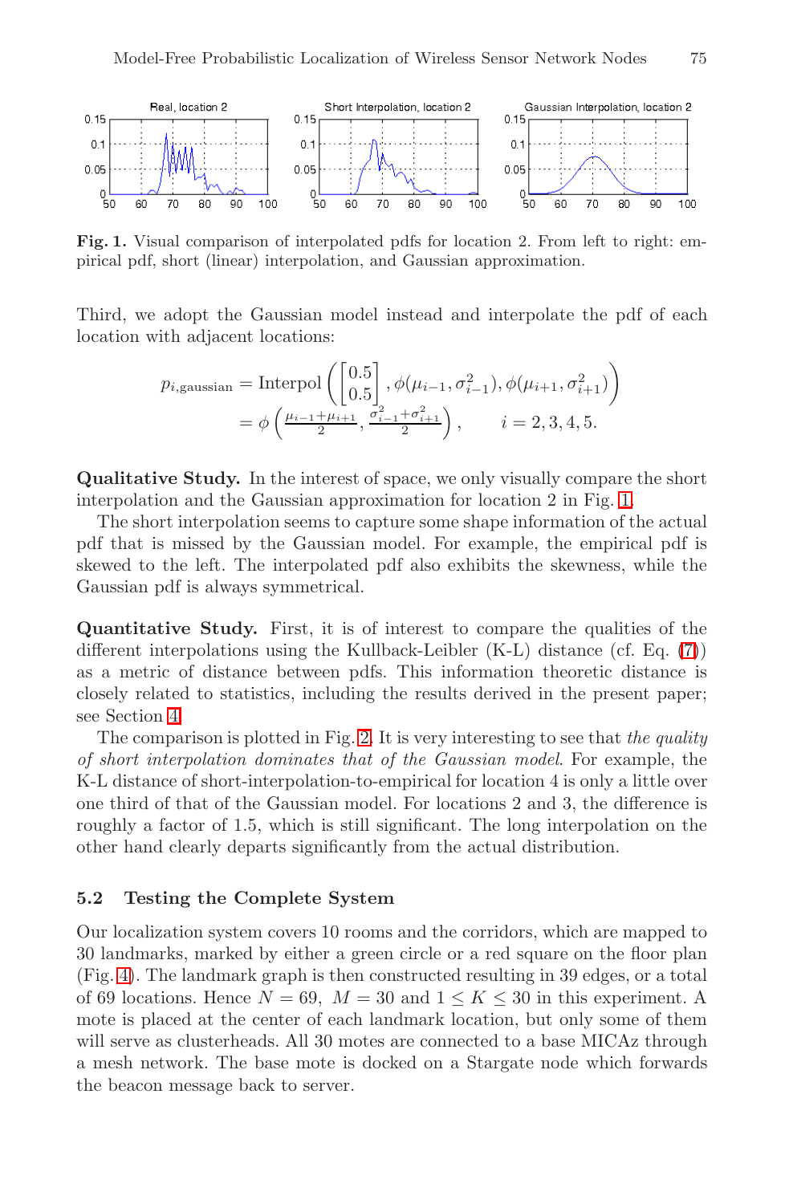**Fig. 1.** Visual comparison of interpolated pdfs for location 2. From left to right: empirical pdf, short (linear) interpolation, and Gaussian approximation.

Third, we adopt the Gaussian model instead and interpolate the pdf of each location with adjacent locations:

$$p_{i,\text{gaussian}} = \text{Interpol}\left(\begin{bmatrix}0.5\\0.5\end{bmatrix}, \phi(\mu_{i-1}, \sigma_{i-1}^2), \phi(\mu_{i+1}, \sigma_{i+1}^2)\right)$$
$$= \phi\left(\frac{\mu_{i-1}+\mu_{i+1}}{2}, \frac{\sigma_{i-1}^2+\sigma_{i+1}^2}{2}\right), \qquad i = 2, 3, 4, 5.$$

**Qualitative Study.** In the interest of space, we only visually compare the short interpolation and the Gaussian approximation for location 2 in Fig. 1.

The short interpolation seems to capture some shape information of the actual pdf that is missed by the Gaussian model. For example, the empirical pdf is skewed to the left. The interpolated pdf also exhibits the skewness, while the Gaussian pdf is always symmetrical.

**Quantitative Study.** First, it is of interest to compare the qualities of the different interpolations using the Kullback-Leibler (K-L) distance (cf. Eq. (7)) as a metric of distance between pdfs. This information theoretic distance is closely related to statistics, including the results derived in the present paper; see Section 4.

The comparison is plotted in Fig. 2. It is very interesting to see that *the quality of short interpolation dominates that of the Gaussian model*. For example, the K-L distance of short-interpolation-to-empirical for location 4 is only a little over one third of that of the Gaussian model. For locations 2 and 3, the difference is roughly a factor of 1.5, which is still significant. The long interpolation on the other hand clearly departs significantly from the actual distribution.

### 5.2 Testing the Complete System

Our localization system covers 10 rooms and the corridors, which are mapped to 30 landmarks, marked by either a green circle or a red square on the floor plan (Fig. 4). The landmark graph is then constructed resulting in 39 edges, or a total of 69 locations. Hence $N = 69$, $M = 30$ and $1 \leq K \leq 30$ in this experiment. A mote is placed at the center of each landmark location, but only some of them will serve as clusterheads. All 30 motes are connected to a base MICAz through a mesh network. The base mote is docked on a Stargate node which forwards the beacon message back to server.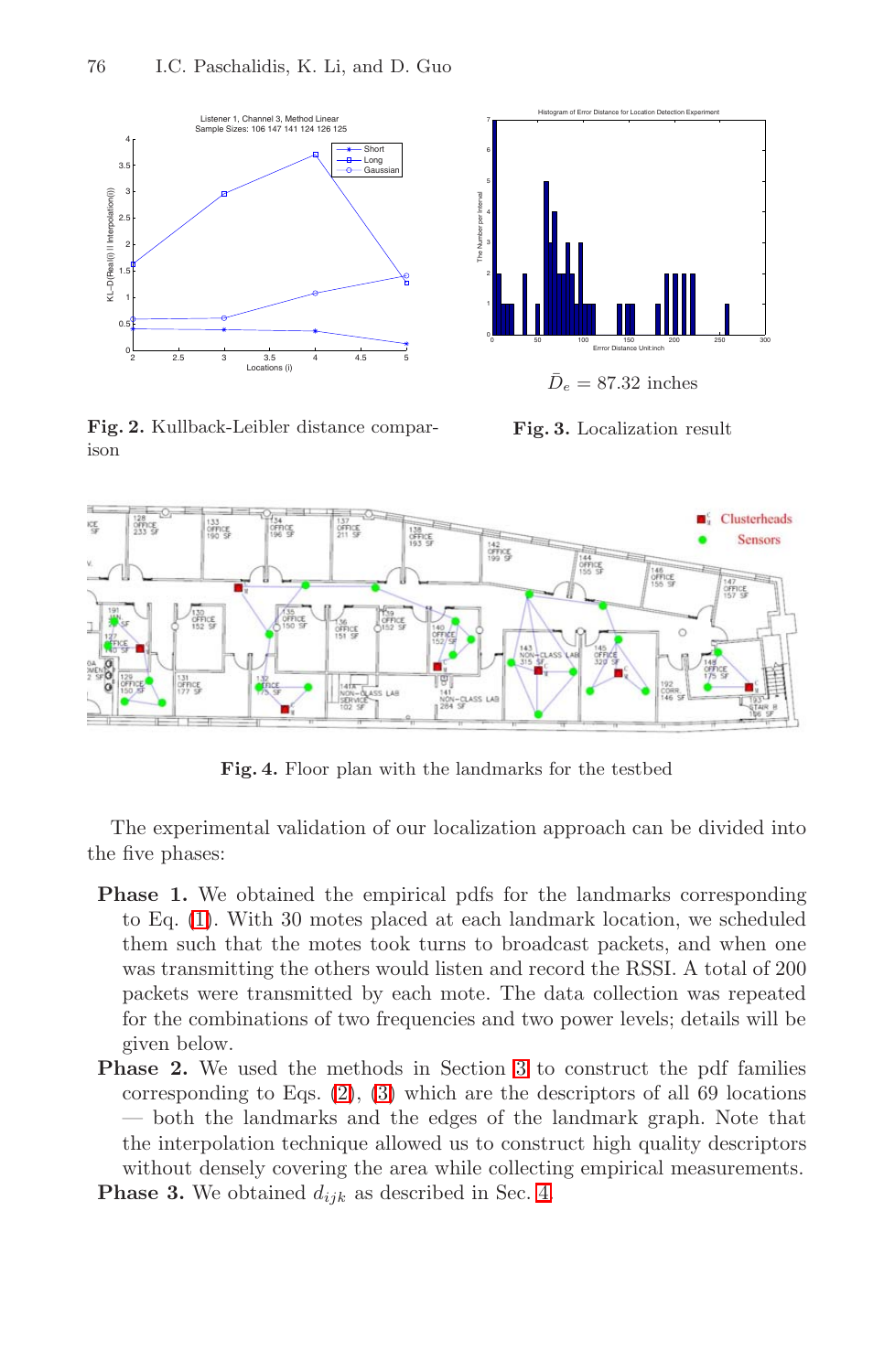$\bar{D}_e = 87.32$ inches

**Fig. 2.** Kullback-Leibler distance comparison

**Fig. 3.** Localization result

**Fig. 4.** Floor plan with the landmarks for the testbed

The experimental validation of our localization approach can be divided into the five phases:

**Phase 1.** We obtained the empirical pdfs for the landmarks corresponding to Eq. (1). With 30 motes placed at each landmark location, we scheduled them such that the motes took turns to broadcast packets, and when one was transmitting the others would listen and record the RSSI. A total of 200 packets were transmitted by each mote. The data collection was repeated for the combinations of two frequencies and two power levels; details will be given below.

**Phase 2.** We used the methods in Section 3 to construct the pdf families corresponding to Eqs. (2), (3) which are the descriptors of all 69 locations — both the landmarks and the edges of the landmark graph. Note that the interpolation technique allowed us to construct high quality descriptors without densely covering the area while collecting empirical measurements.

**Phase 3.** We obtained $d_{ijk}$ as described in Sec. 4.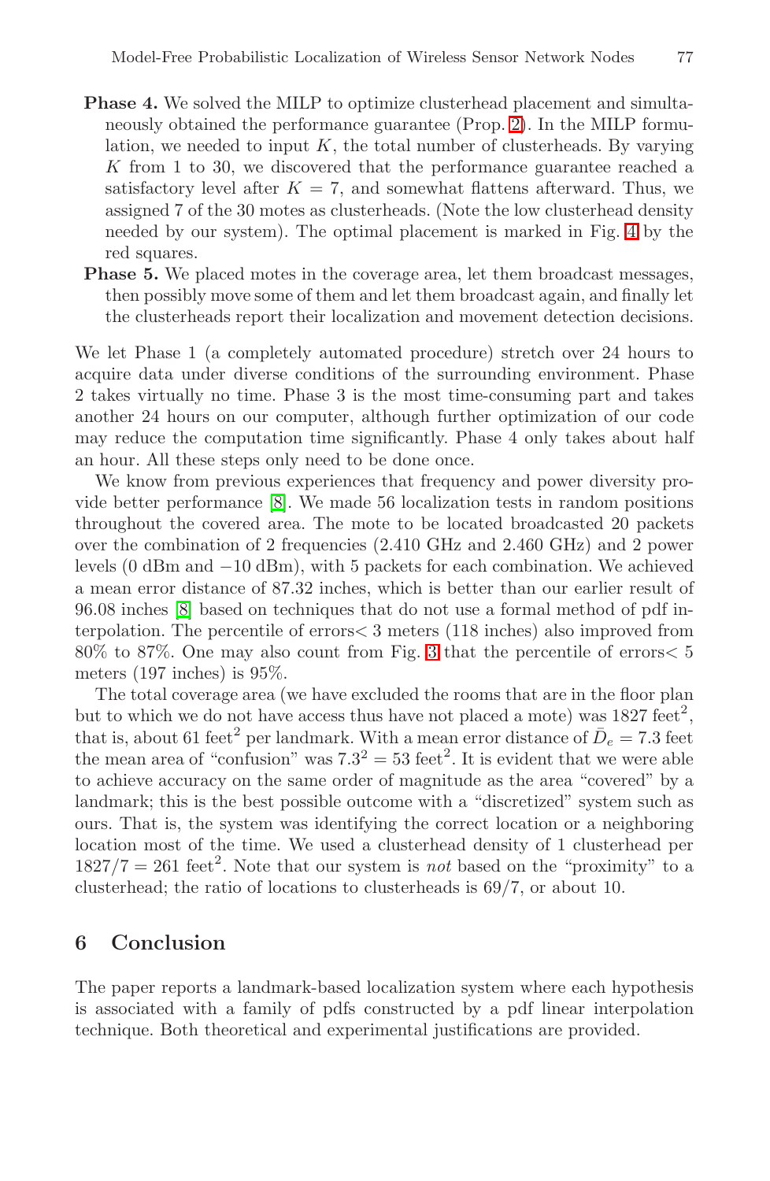**Phase 4.** We solved the MILP to optimize clusterhead placement and simultaneously obtained the performance guarantee (Prop. 2). In the MILP formulation, we needed to input $K$, the total number of clusterheads. By varying $K$ from 1 to 30, we discovered that the performance guarantee reached a satisfactory level after $K = 7$, and somewhat flattens afterward. Thus, we assigned 7 of the 30 motes as clusterheads. (Note the low clusterhead density needed by our system). The optimal placement is marked in Fig. 4 by the red squares.

**Phase 5.** We placed motes in the coverage area, let them broadcast messages, then possibly move some of them and let them broadcast again, and finally let the clusterheads report their localization and movement detection decisions.

We let Phase 1 (a completely automated procedure) stretch over 24 hours to acquire data under diverse conditions of the surrounding environment. Phase 2 takes virtually no time. Phase 3 is the most time-consuming part and takes another 24 hours on our computer, although further optimization of our code may reduce the computation time significantly. Phase 4 only takes about half an hour. All these steps only need to be done once.

We know from previous experiences that frequency and power diversity provide better performance [8]. We made 56 localization tests in random positions throughout the covered area. The mote to be located broadcasted 20 packets over the combination of 2 frequencies (2.410 GHz and 2.460 GHz) and 2 power levels (0 dBm and −10 dBm), with 5 packets for each combination. We achieved a mean error distance of 87.32 inches, which is better than our earlier result of 96.08 inches [8] based on techniques that do not use a formal method of pdf interpolation. The percentile of errors< 3 meters (118 inches) also improved from 80% to 87%. One may also count from Fig. 3 that the percentile of errors< 5 meters (197 inches) is 95%.

The total coverage area (we have excluded the rooms that are in the floor plan but to which we do not have access thus have not placed a mote) was 1827 feet$^2$, that is, about 61 feet$^2$ per landmark. With a mean error distance of $\bar{D}_e = 7.3$ feet the mean area of "confusion" was $7.3^2 = 53$ feet$^2$. It is evident that we were able to achieve accuracy on the same order of magnitude as the area "covered" by a landmark; this is the best possible outcome with a "discretized" system such as ours. That is, the system was identifying the correct location or a neighboring location most of the time. We used a clusterhead density of 1 clusterhead per $1827/7 = 261$ feet$^2$. Note that our system is *not* based on the "proximity" to a clusterhead; the ratio of locations to clusterheads is 69/7, or about 10.

## 6 Conclusion

The paper reports a landmark-based localization system where each hypothesis is associated with a family of pdfs constructed by a pdf linear interpolation technique. Both theoretical and experimental justifications are provided.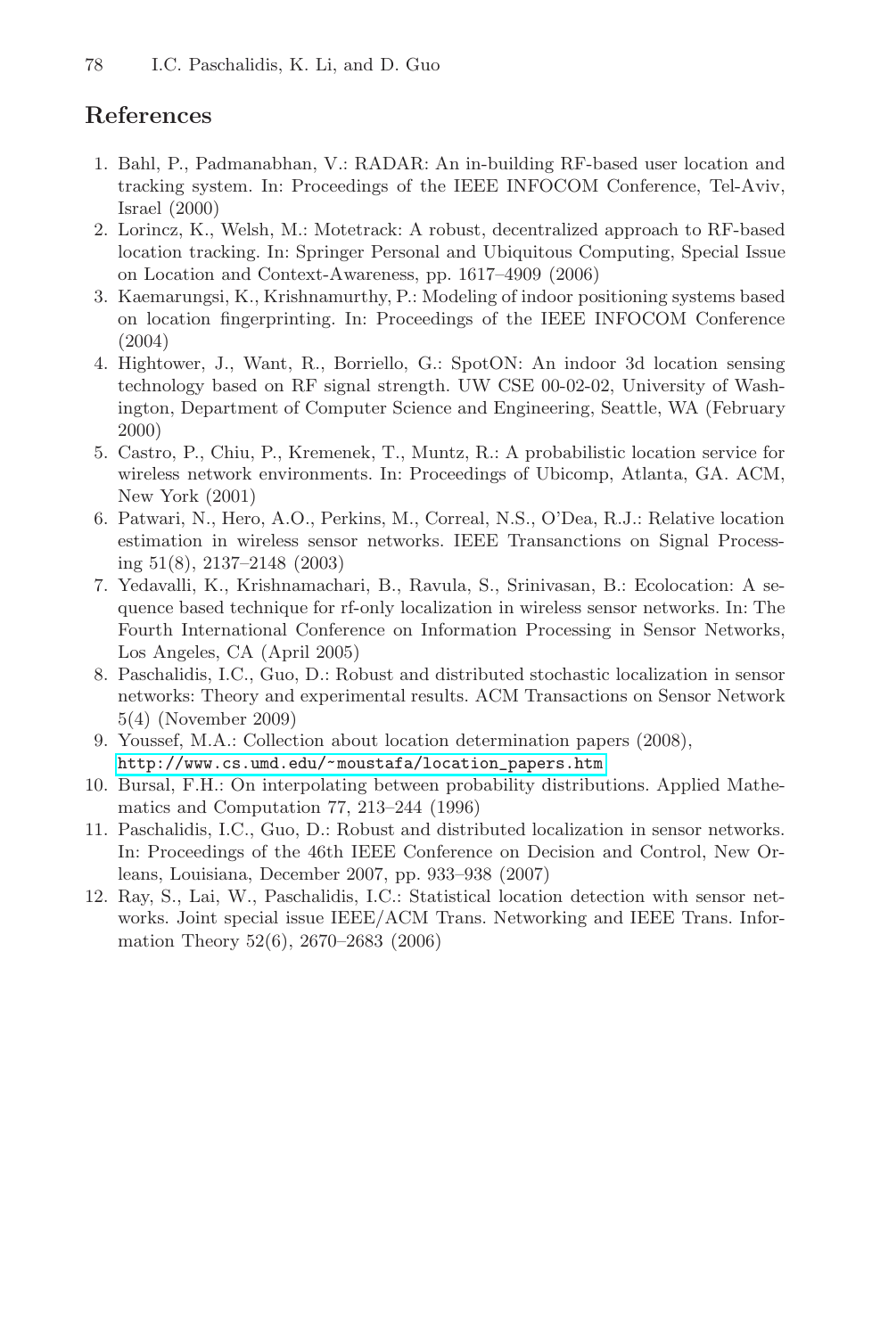## References

1. Bahl, P., Padmanabhan, V.: RADAR: An in-building RF-based user location and tracking system. In: Proceedings of the IEEE INFOCOM Conference, Tel-Aviv, Israel (2000)
2. Lorincz, K., Welsh, M.: Motetrack: A robust, decentralized approach to RF-based location tracking. In: Springer Personal and Ubiquitous Computing, Special Issue on Location and Context-Awareness, pp. 1617–4909 (2006)
3. Kaemarungsi, K., Krishnamurthy, P.: Modeling of indoor positioning systems based on location fingerprinting. In: Proceedings of the IEEE INFOCOM Conference (2004)
4. Hightower, J., Want, R., Borriello, G.: SpotON: An indoor 3d location sensing technology based on RF signal strength. UW CSE 00-02-02, University of Washington, Department of Computer Science and Engineering, Seattle, WA (February 2000)
5. Castro, P., Chiu, P., Kremenek, T., Muntz, R.: A probabilistic location service for wireless network environments. In: Proceedings of Ubicomp, Atlanta, GA. ACM, New York (2001)
6. Patwari, N., Hero, A.O., Perkins, M., Correal, N.S., O'Dea, R.J.: Relative location estimation in wireless sensor networks. IEEE Transanctions on Signal Processing 51(8), 2137–2148 (2003)
7. Yedavalli, K., Krishnamachari, B., Ravula, S., Srinivasan, B.: Ecolocation: A sequence based technique for rf-only localization in wireless sensor networks. In: The Fourth International Conference on Information Processing in Sensor Networks, Los Angeles, CA (April 2005)
8. Paschalidis, I.C., Guo, D.: Robust and distributed stochastic localization in sensor networks: Theory and experimental results. ACM Transactions on Sensor Network 5(4) (November 2009)
9. Youssef, M.A.: Collection about location determination papers (2008), http://www.cs.umd.edu/~moustafa/location_papers.htm
10. Bursal, F.H.: On interpolating between probability distributions. Applied Mathematics and Computation 77, 213–244 (1996)
11. Paschalidis, I.C., Guo, D.: Robust and distributed localization in sensor networks. In: Proceedings of the 46th IEEE Conference on Decision and Control, New Orleans, Louisiana, December 2007, pp. 933–938 (2007)
12. Ray, S., Lai, W., Paschalidis, I.C.: Statistical location detection with sensor networks. Joint special issue IEEE/ACM Trans. Networking and IEEE Trans. Information Theory 52(6), 2670–2683 (2006)